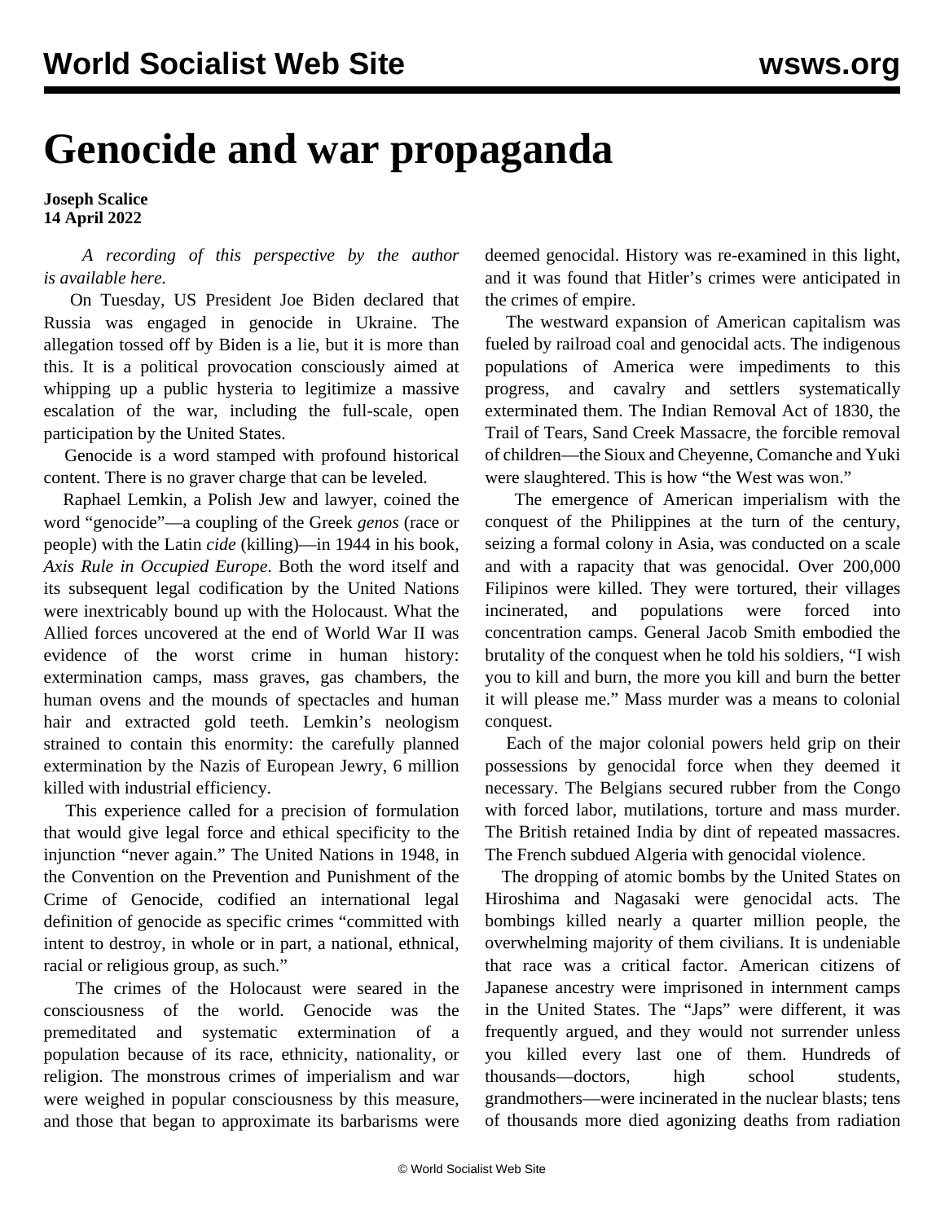# Genocide and war propaganda

**Joseph Scalice**
**14 April 2022**

*A recording of this perspective by the author is available here.*

On Tuesday, US President Joe Biden declared that Russia was engaged in genocide in Ukraine. The allegation tossed off by Biden is a lie, but it is more than this. It is a political provocation consciously aimed at whipping up a public hysteria to legitimize a massive escalation of the war, including the full-scale, open participation by the United States.

Genocide is a word stamped with profound historical content. There is no graver charge that can be leveled.

Raphael Lemkin, a Polish Jew and lawyer, coined the word "genocide"—a coupling of the Greek *genos* (race or people) with the Latin *cide* (killing)—in 1944 in his book, *Axis Rule in Occupied Europe*. Both the word itself and its subsequent legal codification by the United Nations were inextricably bound up with the Holocaust. What the Allied forces uncovered at the end of World War II was evidence of the worst crime in human history: extermination camps, mass graves, gas chambers, the human ovens and the mounds of spectacles and human hair and extracted gold teeth. Lemkin's neologism strained to contain this enormity: the carefully planned extermination by the Nazis of European Jewry, 6 million killed with industrial efficiency.

This experience called for a precision of formulation that would give legal force and ethical specificity to the injunction "never again." The United Nations in 1948, in the Convention on the Prevention and Punishment of the Crime of Genocide, codified an international legal definition of genocide as specific crimes "committed with intent to destroy, in whole or in part, a national, ethnical, racial or religious group, as such."

The crimes of the Holocaust were seared in the consciousness of the world. Genocide was the premeditated and systematic extermination of a population because of its race, ethnicity, nationality, or religion. The monstrous crimes of imperialism and war were weighed in popular consciousness by this measure, and those that began to approximate its barbarisms were deemed genocidal. History was re-examined in this light, and it was found that Hitler's crimes were anticipated in the crimes of empire.

The westward expansion of American capitalism was fueled by railroad coal and genocidal acts. The indigenous populations of America were impediments to this progress, and cavalry and settlers systematically exterminated them. The Indian Removal Act of 1830, the Trail of Tears, Sand Creek Massacre, the forcible removal of children—the Sioux and Cheyenne, Comanche and Yuki were slaughtered. This is how "the West was won."

The emergence of American imperialism with the conquest of the Philippines at the turn of the century, seizing a formal colony in Asia, was conducted on a scale and with a rapacity that was genocidal. Over 200,000 Filipinos were killed. They were tortured, their villages incinerated, and populations were forced into concentration camps. General Jacob Smith embodied the brutality of the conquest when he told his soldiers, "I wish you to kill and burn, the more you kill and burn the better it will please me." Mass murder was a means to colonial conquest.

Each of the major colonial powers held grip on their possessions by genocidal force when they deemed it necessary. The Belgians secured rubber from the Congo with forced labor, mutilations, torture and mass murder. The British retained India by dint of repeated massacres. The French subdued Algeria with genocidal violence.

The dropping of atomic bombs by the United States on Hiroshima and Nagasaki were genocidal acts. The bombings killed nearly a quarter million people, the overwhelming majority of them civilians. It is undeniable that race was a critical factor. American citizens of Japanese ancestry were imprisoned in internment camps in the United States. The "Japs" were different, it was frequently argued, and they would not surrender unless you killed every last one of them. Hundreds of thousands—doctors, high school students, grandmothers—were incinerated in the nuclear blasts; tens of thousands more died agonizing deaths from radiation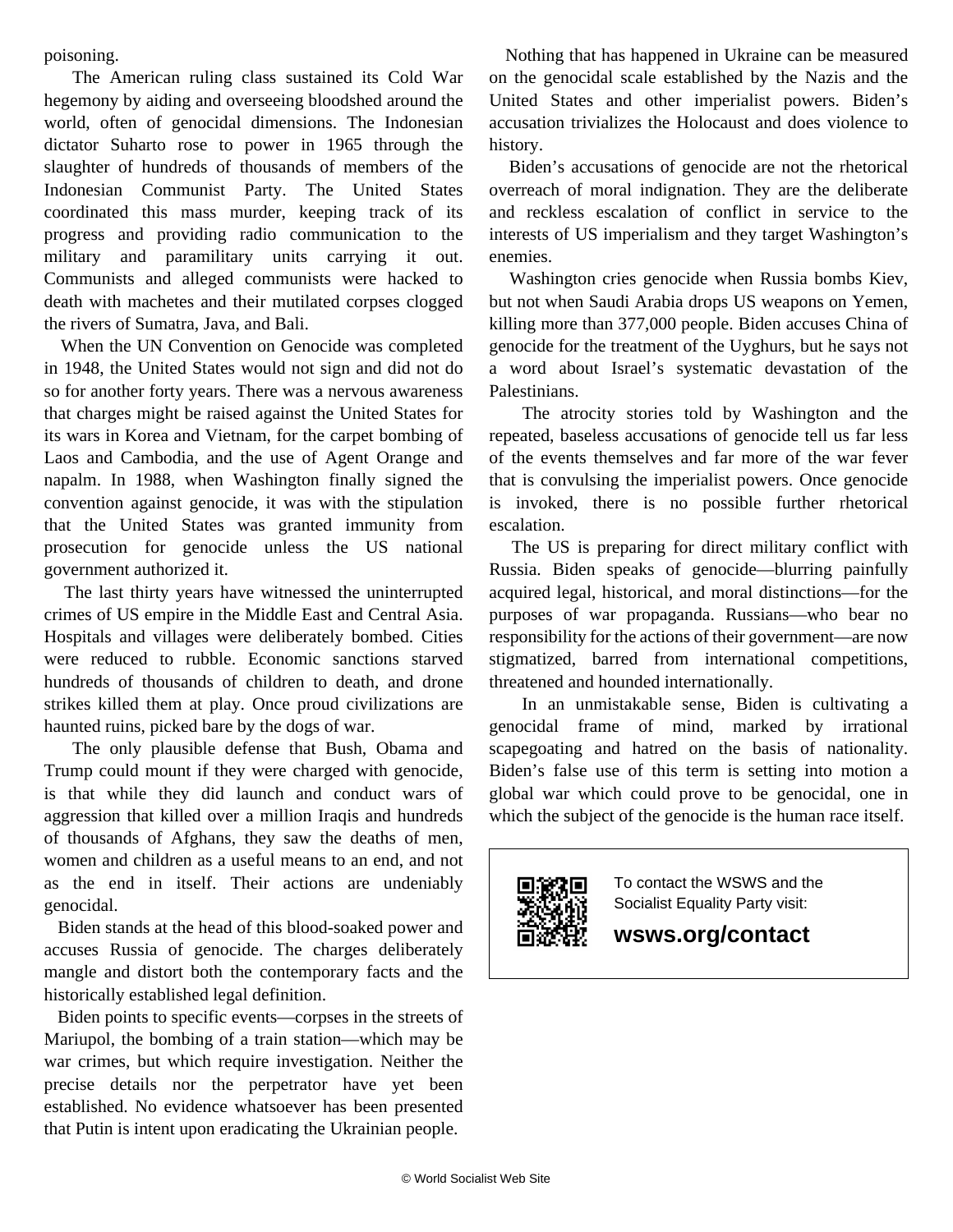poisoning.

The American ruling class sustained its Cold War hegemony by aiding and overseeing bloodshed around the world, often of genocidal dimensions. The Indonesian dictator Suharto rose to power in 1965 through the slaughter of hundreds of thousands of members of the Indonesian Communist Party. The United States coordinated this mass murder, keeping track of its progress and providing radio communication to the military and paramilitary units carrying it out. Communists and alleged communists were hacked to death with machetes and their mutilated corpses clogged the rivers of Sumatra, Java, and Bali.

When the UN Convention on Genocide was completed in 1948, the United States would not sign and did not do so for another forty years. There was a nervous awareness that charges might be raised against the United States for its wars in Korea and Vietnam, for the carpet bombing of Laos and Cambodia, and the use of Agent Orange and napalm. In 1988, when Washington finally signed the convention against genocide, it was with the stipulation that the United States was granted immunity from prosecution for genocide unless the US national government authorized it.

The last thirty years have witnessed the uninterrupted crimes of US empire in the Middle East and Central Asia. Hospitals and villages were deliberately bombed. Cities were reduced to rubble. Economic sanctions starved hundreds of thousands of children to death, and drone strikes killed them at play. Once proud civilizations are haunted ruins, picked bare by the dogs of war.

The only plausible defense that Bush, Obama and Trump could mount if they were charged with genocide, is that while they did launch and conduct wars of aggression that killed over a million Iraqis and hundreds of thousands of Afghans, they saw the deaths of men, women and children as a useful means to an end, and not as the end in itself. Their actions are undeniably genocidal.

Biden stands at the head of this blood-soaked power and accuses Russia of genocide. The charges deliberately mangle and distort both the contemporary facts and the historically established legal definition.

Biden points to specific events—corpses in the streets of Mariupol, the bombing of a train station—which may be war crimes, but which require investigation. Neither the precise details nor the perpetrator have yet been established. No evidence whatsoever has been presented that Putin is intent upon eradicating the Ukrainian people.

Nothing that has happened in Ukraine can be measured on the genocidal scale established by the Nazis and the United States and other imperialist powers. Biden's accusation trivializes the Holocaust and does violence to history.

Biden's accusations of genocide are not the rhetorical overreach of moral indignation. They are the deliberate and reckless escalation of conflict in service to the interests of US imperialism and they target Washington's enemies.

Washington cries genocide when Russia bombs Kiev, but not when Saudi Arabia drops US weapons on Yemen, killing more than 377,000 people. Biden accuses China of genocide for the treatment of the Uyghurs, but he says not a word about Israel's systematic devastation of the Palestinians.

The atrocity stories told by Washington and the repeated, baseless accusations of genocide tell us far less of the events themselves and far more of the war fever that is convulsing the imperialist powers. Once genocide is invoked, there is no possible further rhetorical escalation.

The US is preparing for direct military conflict with Russia. Biden speaks of genocide—blurring painfully acquired legal, historical, and moral distinctions—for the purposes of war propaganda. Russians—who bear no responsibility for the actions of their government—are now stigmatized, barred from international competitions, threatened and hounded internationally.

In an unmistakable sense, Biden is cultivating a genocidal frame of mind, marked by irrational scapegoating and hatred on the basis of nationality. Biden's false use of this term is setting into motion a global war which could prove to be genocidal, one in which the subject of the genocide is the human race itself.

To contact the WSWS and the Socialist Equality Party visit:

**wsws.org/contact**